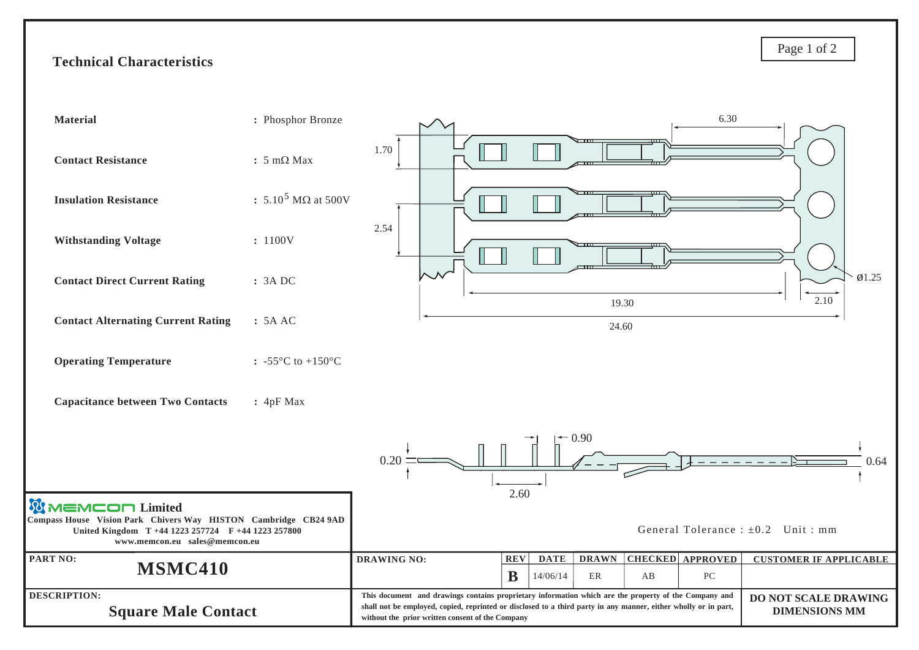## Technical Characteristics

| | |
|---|---|
| **Material** | : Phosphor Bronze |
| **Contact Resistance** | : 5 mΩ Max |
| **Insulation Resistance** | : $5.10^5$ MΩ at 500V |
| **Withstanding Voltage** | : 1100V |
| **Contact Direct Current Rating** | : 3A DC |
| **Contact Alternating Current Rating** | : 5A AC |
| **Operating Temperature** | : -55°C to +150°C |
| **Capacitance between Two Contacts** | : 4pF Max |

6.30

1.70

2.54

Ø1.25

19.30

2.10

24.60

0.90

0.20

0.64

2.60

General Tolerance : ±0.2 Unit : mm

**MEMCON Limited**
Compass House Vision Park Chivers Way HISTON Cambridge CB24 9AD
United Kingdom T +44 1223 257724 F +44 1223 257800
www.memcon.eu sales@memcon.eu

| PART NO: | DRAWING NO: | REV | DATE | DRAWN | CHECKED | APPROVED | CUSTOMER IF APPLICABLE |
|---|---|---|---|---|---|---|---|
| **MSMC410** | | **B** | 14/06/14 | ER | AB | PC | |

**DESCRIPTION:**
**Square Male Contact**

This document and drawings contains proprietary information which are the property of the Company and shall not be employed, copied, reprinted or disclosed to a third party in any manner, either wholly or in part, without the prior written consent of the Company

**DO NOT SCALE DRAWING**
**DIMENSIONS MM**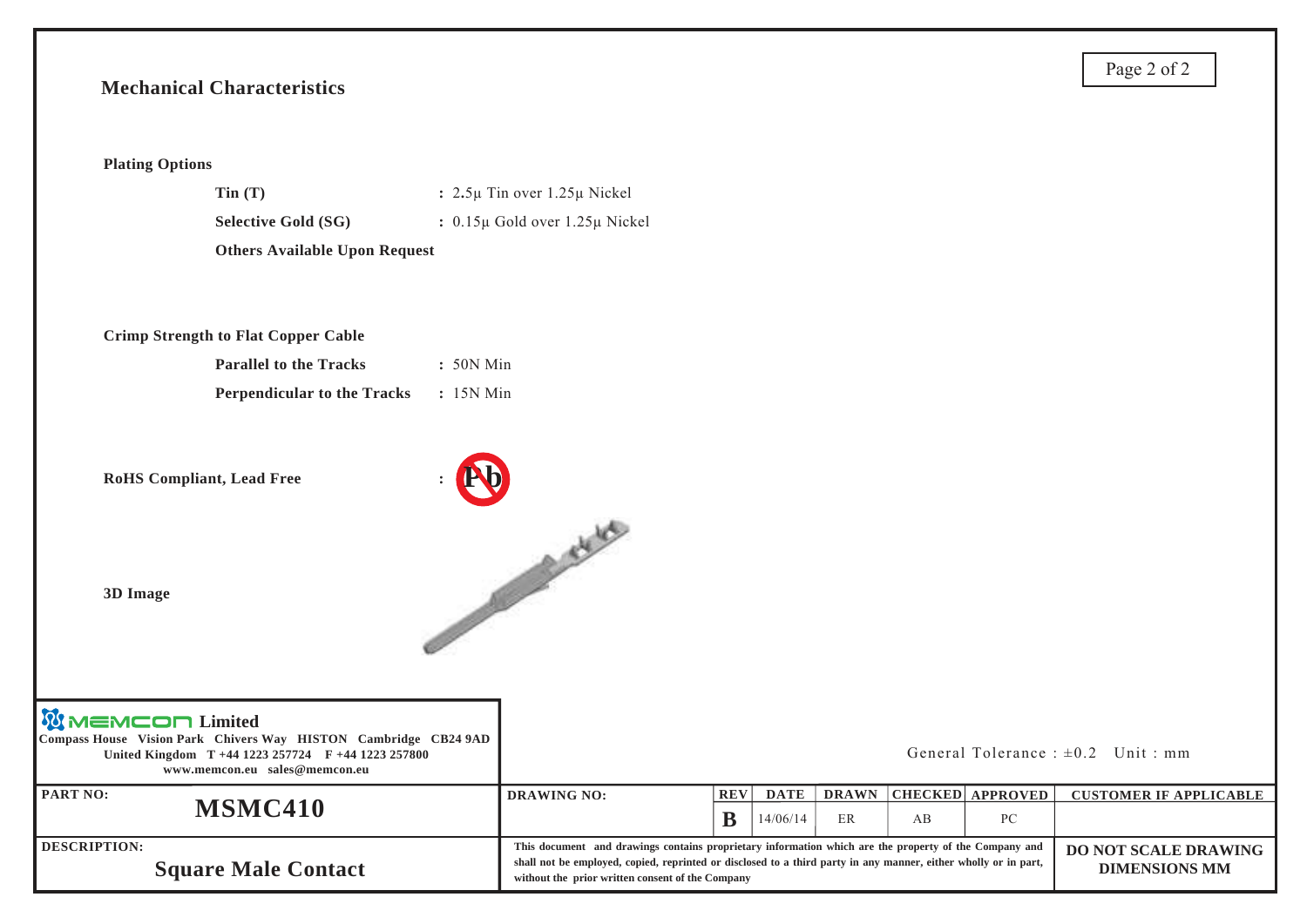## Mechanical Characteristics

**Plating Options**

| | |
|---|---|
| **Tin (T)** | : 2.5µ Tin over 1.25µ Nickel |
| **Selective Gold (SG)** | : 0.15µ Gold over 1.25µ Nickel |
| **Others Available Upon Request** | |

**Crimp Strength to Flat Copper Cable**

| | |
|---|---|
| **Parallel to the Tracks** | : 50N Min |
| **Perpendicular to the Tracks** | : 15N Min |

**RoHS Compliant, Lead Free** : Pb

**3D Image**

**MEMCON Limited**
Compass House Vision Park Chivers Way HISTON Cambridge CB24 9AD
United Kingdom T +44 1223 257724 F +44 1223 257800
www.memcon.eu sales@memcon.eu

General Tolerance : ±0.2 Unit : mm

| PART NO: | DRAWING NO: | REV | DATE | DRAWN | CHECKED | APPROVED | CUSTOMER IF APPLICABLE |
|---|---|---|---|---|---|---|---|
| **MSMC410** | | **B** | 14/06/14 | ER | AB | PC | |

**DESCRIPTION:** **Square Male Contact**

This document and drawings contains proprietary information which are the property of the Company and shall not be employed, copied, reprinted or disclosed to a third party in any manner, either wholly or in part, without the prior written consent of the Company

**DO NOT SCALE DRAWING**
**DIMENSIONS MM**